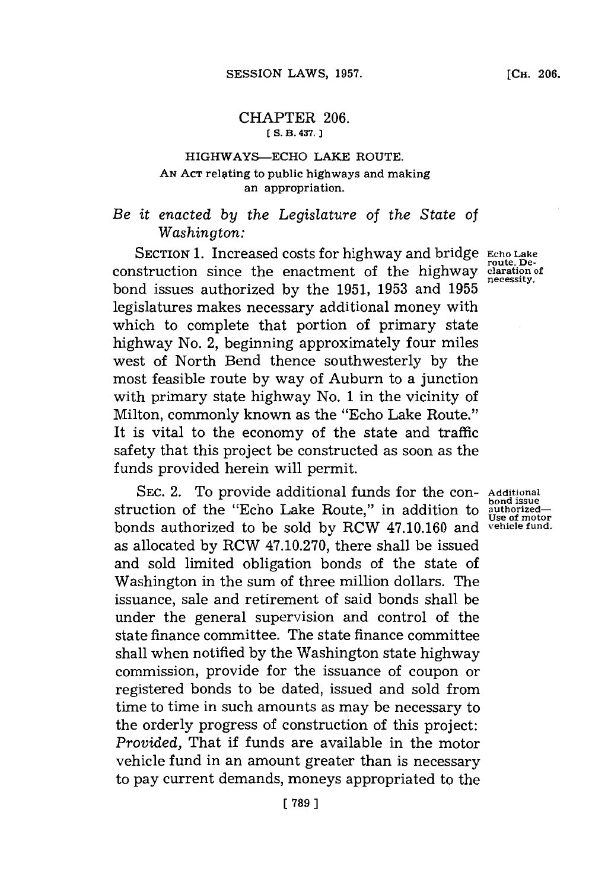## CHAPTER 206.

[S. B. 437.]

### HIGHWAYS—ECHO LAKE ROUTE.

AN ACT relating to public highways and making an appropriation.

*Be it enacted by the Legislature of the State of Washington:*

SECTION 1. Increased costs for highway and bridge construction since the enactment of the highway bond issues authorized by the 1951, 1953 and 1955 legislatures makes necessary additional money with which to complete that portion of primary state highway No. 2, beginning approximately four miles west of North Bend thence southwesterly by the most feasible route by way of Auburn to a junction with primary state highway No. 1 in the vicinity of Milton, commonly known as the "Echo Lake Route." It is vital to the economy of the state and traffic safety that this project be constructed as soon as the funds provided herein will permit.

Echo Lake route. Declaration of necessity.

SEC. 2. To provide additional funds for the construction of the "Echo Lake Route," in addition to bonds authorized to be sold by RCW 47.10.160 and as allocated by RCW 47.10.270, there shall be issued and sold limited obligation bonds of the state of Washington in the sum of three million dollars. The issuance, sale and retirement of said bonds shall be under the general supervision and control of the state finance committee. The state finance committee shall when notified by the Washington state highway commission, provide for the issuance of coupon or registered bonds to be dated, issued and sold from time to time in such amounts as may be necessary to the orderly progress of construction of this project: *Provided,* That if funds are available in the motor vehicle fund in an amount greater than is necessary to pay current demands, moneys appropriated to the

Additional bond issue authorized—Use of motor vehicle fund.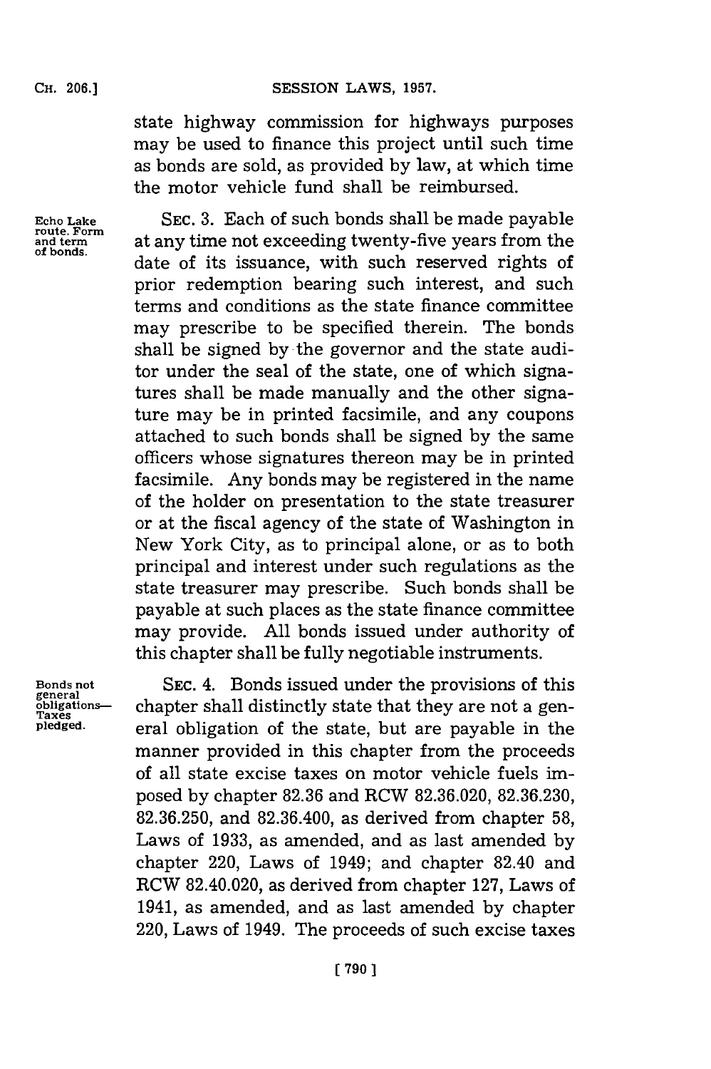state highway commission for highways purposes may be used to finance this project until such time as bonds are sold, as provided by law, at which time the motor vehicle fund shall be reimbursed.

Echo Lake route. Form and term of bonds.

SEC. 3. Each of such bonds shall be made payable at any time not exceeding twenty-five years from the date of its issuance, with such reserved rights of prior redemption bearing such interest, and such terms and conditions as the state finance committee may prescribe to be specified therein. The bonds shall be signed by the governor and the state auditor under the seal of the state, one of which signatures shall be made manually and the other signature may be in printed facsimile, and any coupons attached to such bonds shall be signed by the same officers whose signatures thereon may be in printed facsimile. Any bonds may be registered in the name of the holder on presentation to the state treasurer or at the fiscal agency of the state of Washington in New York City, as to principal alone, or as to both principal and interest under such regulations as the state treasurer may prescribe. Such bonds shall be payable at such places as the state finance committee may provide. All bonds issued under authority of this chapter shall be fully negotiable instruments.

Bonds not general obligations—Taxes pledged.

SEC. 4. Bonds issued under the provisions of this chapter shall distinctly state that they are not a general obligation of the state, but are payable in the manner provided in this chapter from the proceeds of all state excise taxes on motor vehicle fuels imposed by chapter 82.36 and RCW 82.36.020, 82.36.230, 82.36.250, and 82.36.400, as derived from chapter 58, Laws of 1933, as amended, and as last amended by chapter 220, Laws of 1949; and chapter 82.40 and RCW 82.40.020, as derived from chapter 127, Laws of 1941, as amended, and as last amended by chapter 220, Laws of 1949. The proceeds of such excise taxes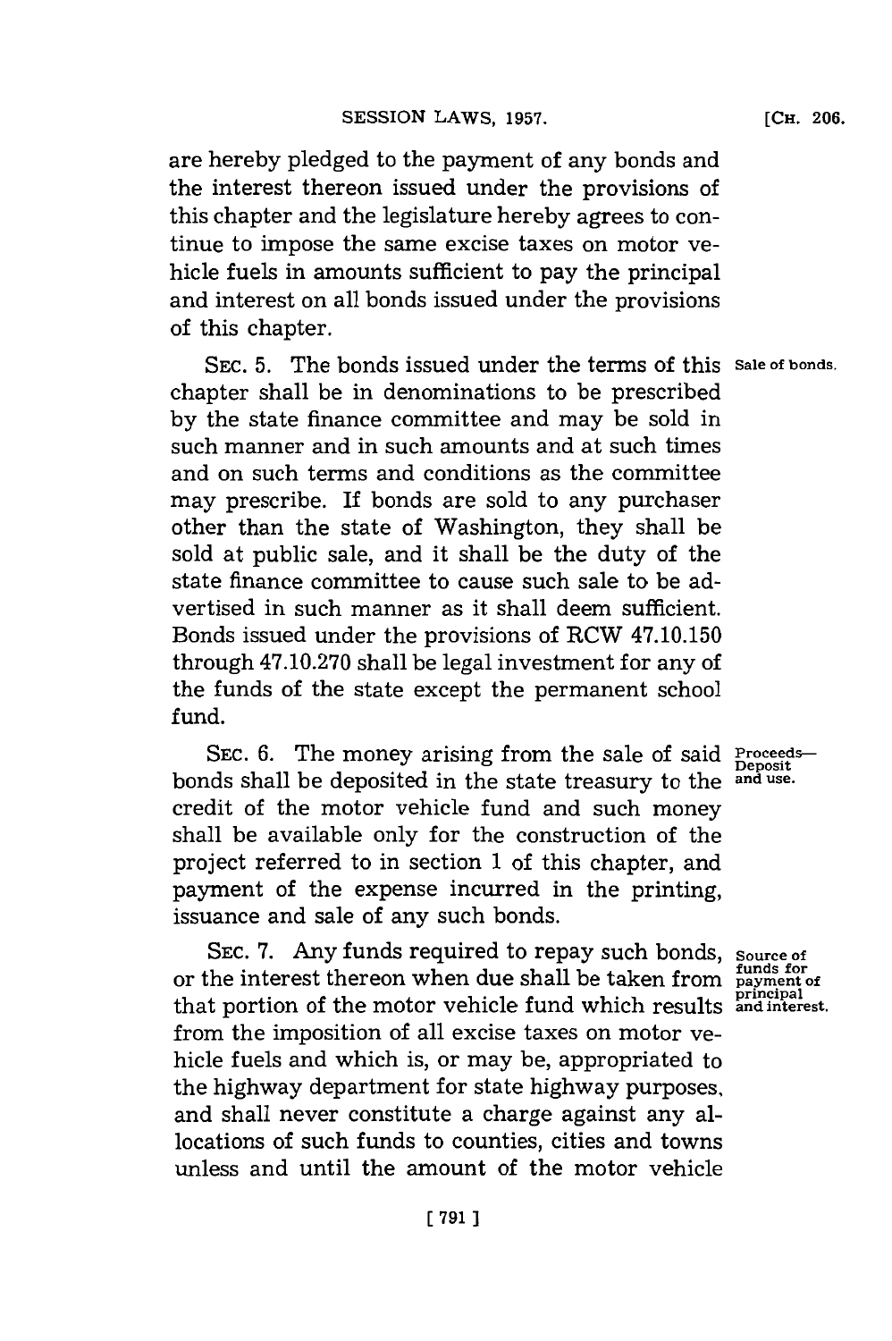are hereby pledged to the payment of any bonds and the interest thereon issued under the provisions of this chapter and the legislature hereby agrees to continue to impose the same excise taxes on motor vehicle fuels in amounts sufficient to pay the principal and interest on all bonds issued under the provisions of this chapter.

SEC. 5. The bonds issued under the terms of this chapter shall be in denominations to be prescribed by the state finance committee and may be sold in such manner and in such amounts and at such times and on such terms and conditions as the committee may prescribe. If bonds are sold to any purchaser other than the state of Washington, they shall be sold at public sale, and it shall be the duty of the state finance committee to cause such sale to be advertised in such manner as it shall deem sufficient. Bonds issued under the provisions of RCW 47.10.150 through 47.10.270 shall be legal investment for any of the funds of the state except the permanent school fund.

*Sale of bonds.*

SEC. 6. The money arising from the sale of said bonds shall be deposited in the state treasury to the credit of the motor vehicle fund and such money shall be available only for the construction of the project referred to in section 1 of this chapter, and payment of the expense incurred in the printing, issuance and sale of any such bonds.

*Proceeds—Deposit and use.*

SEC. 7. Any funds required to repay such bonds, or the interest thereon when due shall be taken from that portion of the motor vehicle fund which results from the imposition of all excise taxes on motor vehicle fuels and which is, or may be, appropriated to the highway department for state highway purposes, and shall never constitute a charge against any allocations of such funds to counties, cities and towns unless and until the amount of the motor vehicle

*Source of funds for payment of principal and interest.*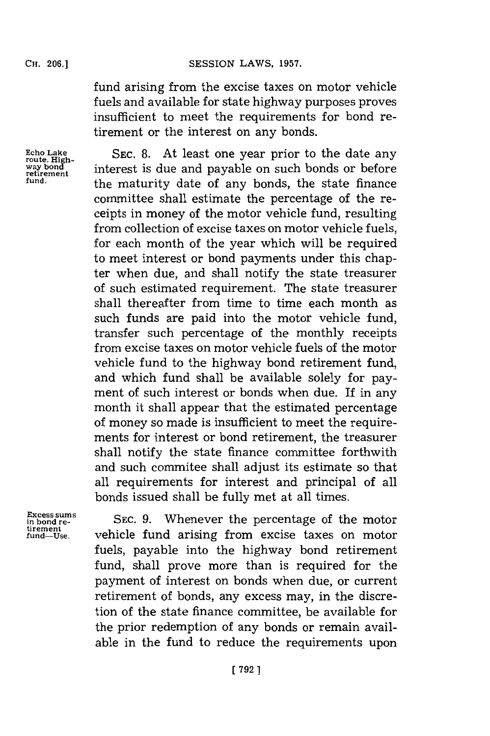fund arising from the excise taxes on motor vehicle fuels and available for state highway purposes proves insufficient to meet the requirements for bond retirement or the interest on any bonds.

Echo Lake route. Highway bond retirement fund.

SEC. 8. At least one year prior to the date any interest is due and payable on such bonds or before the maturity date of any bonds, the state finance committee shall estimate the percentage of the receipts in money of the motor vehicle fund, resulting from collection of excise taxes on motor vehicle fuels, for each month of the year which will be required to meet interest or bond payments under this chapter when due, and shall notify the state treasurer of such estimated requirement. The state treasurer shall thereafter from time to time each month as such funds are paid into the motor vehicle fund, transfer such percentage of the monthly receipts from excise taxes on motor vehicle fuels of the motor vehicle fund to the highway bond retirement fund, and which fund shall be available solely for payment of such interest or bonds when due. If in any month it shall appear that the estimated percentage of money so made is insufficient to meet the requirements for interest or bond retirement, the treasurer shall notify the state finance committee forthwith and such commitee shall adjust its estimate so that all requirements for interest and principal of all bonds issued shall be fully met at all times.

Excess sums in bond retirement fund—Use.

SEC. 9. Whenever the percentage of the motor vehicle fund arising from excise taxes on motor fuels, payable into the highway bond retirement fund, shall prove more than is required for the payment of interest on bonds when due, or current retirement of bonds, any excess may, in the discretion of the state finance committee, be available for the prior redemption of any bonds or remain available in the fund to reduce the requirements upon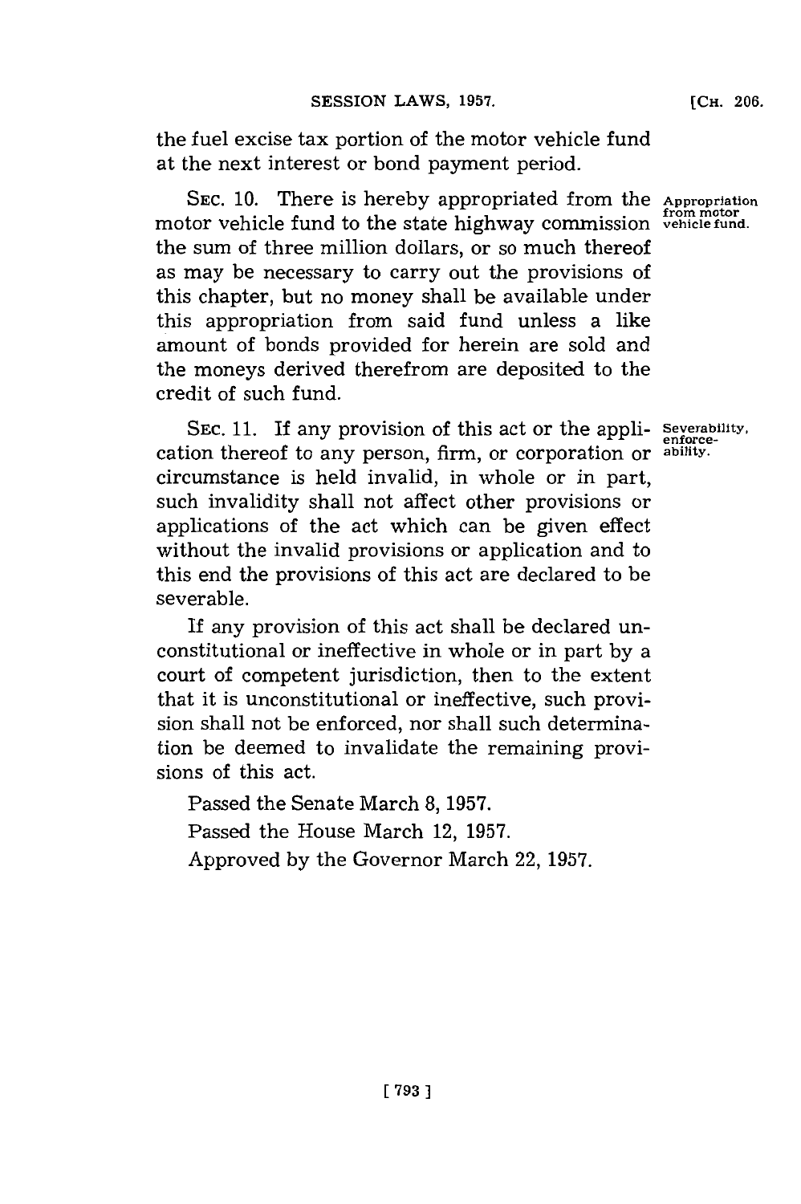the fuel excise tax portion of the motor vehicle fund at the next interest or bond payment period.

**Appropriation from motor vehicle fund.**

SEC. 10. There is hereby appropriated from the motor vehicle fund to the state highway commission the sum of three million dollars, or so much thereof as may be necessary to carry out the provisions of this chapter, but no money shall be available under this appropriation from said fund unless a like amount of bonds provided for herein are sold and the moneys derived therefrom are deposited to the credit of such fund.

**Severability, enforceability.**

SEC. 11. If any provision of this act or the application thereof to any person, firm, or corporation or circumstance is held invalid, in whole or in part, such invalidity shall not affect other provisions or applications of the act which can be given effect without the invalid provisions or application and to this end the provisions of this act are declared to be severable.

If any provision of this act shall be declared unconstitutional or ineffective in whole or in part by a court of competent jurisdiction, then to the extent that it is unconstitutional or ineffective, such provision shall not be enforced, nor shall such determination be deemed to invalidate the remaining provisions of this act.

Passed the Senate March 8, 1957.

Passed the House March 12, 1957.

Approved by the Governor March 22, 1957.